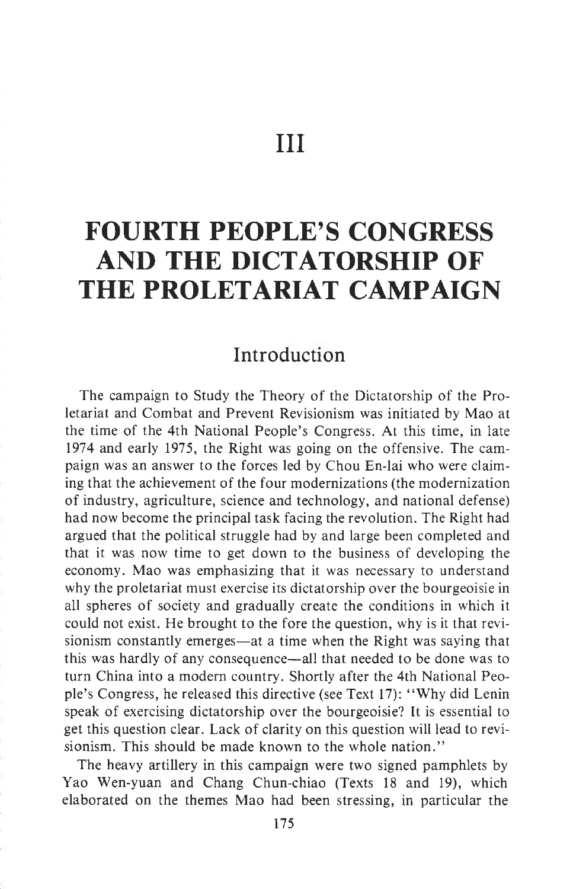# III

# FOURTH PEOPLE'S CONGRESS AND THE DICTATORSHIP OF THE PROLETARIAT CAMPAIGN

## Introduction

The campaign to Study the Theory of the Dictatorship of the Proletariat and Combat and Prevent Revisionism was initiated by Mao at the time of the 4th National People's Congress. At this time, in late 1974 and early 1975, the Right was going on the offensive. The campaign was an answer to the forces led by Chou En-lai who were claiming that the achievement of the four modernizations (the modernization of industry, agriculture, science and technology, and national defense) had now become the principal task facing the revolution. The Right had argued that the political struggle had by and large been completed and that it was now time to get down to the business of developing the economy. Mao was emphasizing that it was necessary to understand why the proletariat must exercise its dictatorship over the bourgeoisie in all spheres of society and gradually create the conditions in which it could not exist. He brought to the fore the question, why is it that revisionism constantly emerges—at a time when the Right was saying that this was hardly of any consequence—all that needed to be done was to turn China into a modern country. Shortly after the 4th National People's Congress, he released this directive (see Text 17): "Why did Lenin speak of exercising dictatorship over the bourgeoisie? It is essential to get this question clear. Lack of clarity on this question will lead to revisionism. This should be made known to the whole nation."

The heavy artillery in this campaign were two signed pamphlets by Yao Wen-yuan and Chang Chun-chiao (Texts 18 and 19), which elaborated on the themes Mao had been stressing, in particular the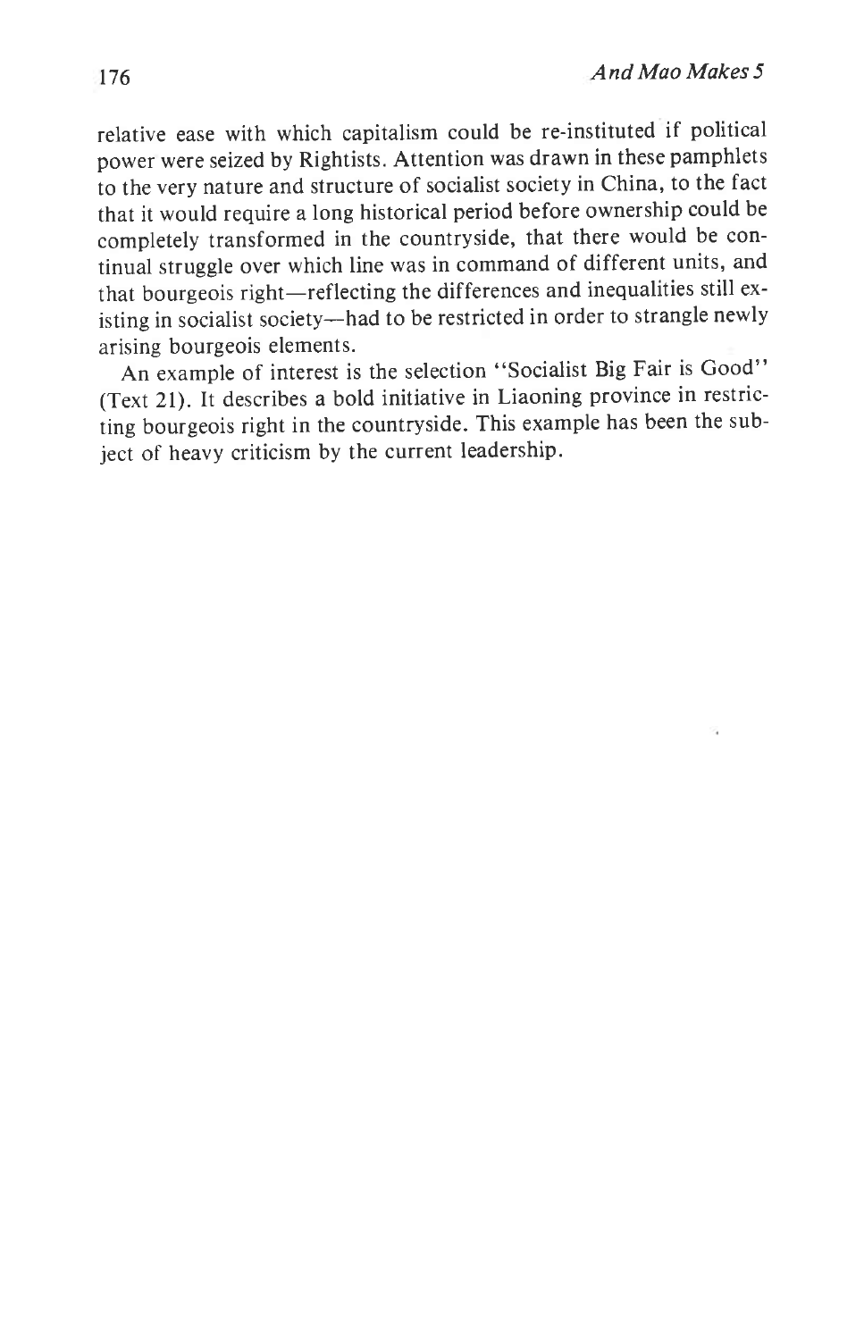relative ease with which capitalism could be re-instituted if political power were seized by Rightists. Attention was drawn in these pamphlets to the very nature and structure of socialist society in China, to the fact that it would require a long historical period before ownership could be completely transformed in the countryside, that there would be continual struggle over which line was in command of different units, and that bourgeois right—reflecting the differences and inequalities still existing in socialist society—had to be restricted in order to strangle newly arising bourgeois elements.

An example of interest is the selection "Socialist Big Fair is Good" (Text 21). It describes a bold initiative in Liaoning province in restricting bourgeois right in the countryside. This example has been the subject of heavy criticism by the current leadership.